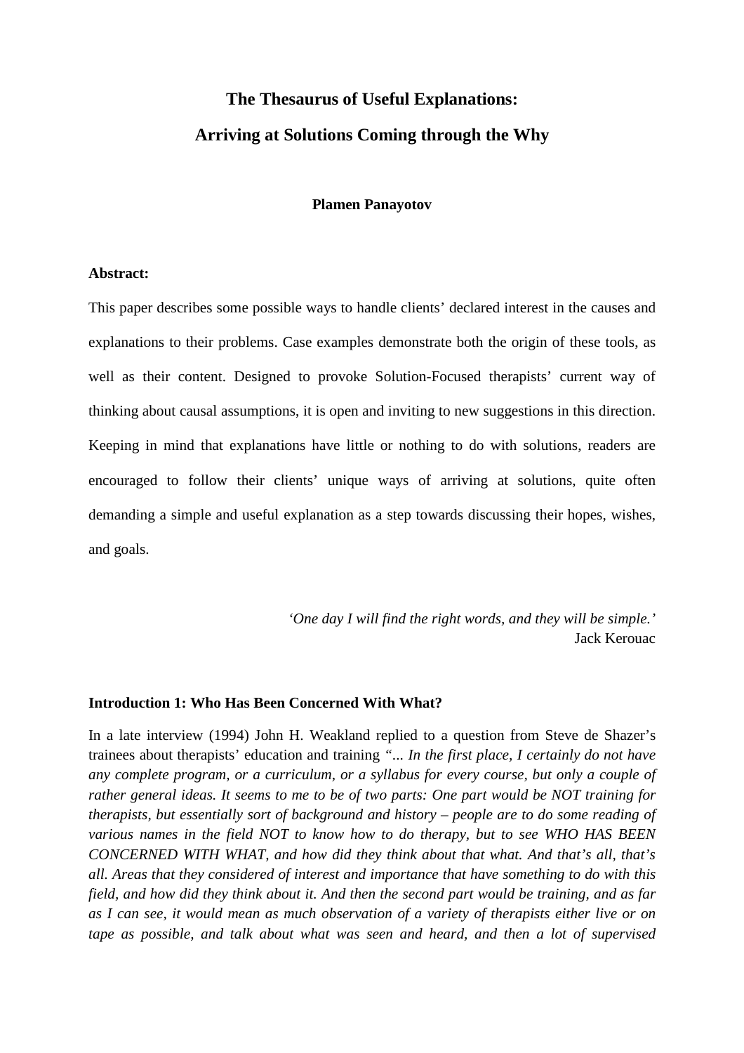# The Thesaurus of Useful Explanations:

# Arriving at Solutions Coming through the Why

**Plamen Panayotov**

**Abstract:**

This paper describes some possible ways to handle clients' declared interest in the causes and explanations to their problems. Case examples demonstrate both the origin of these tools, as well as their content. Designed to provoke Solution-Focused therapists' current way of thinking about causal assumptions, it is open and inviting to new suggestions in this direction. Keeping in mind that explanations have little or nothing to do with solutions, readers are encouraged to follow their clients' unique ways of arriving at solutions, quite often demanding a simple and useful explanation as a step towards discussing their hopes, wishes, and goals.

*'One day I will find the right words, and they will be simple.'*
Jack Kerouac

## Introduction 1: Who Has Been Concerned With What?

In a late interview (1994) John H. Weakland replied to a question from Steve de Shazer's trainees about therapists' education and training *"... In the first place, I certainly do not have any complete program, or a curriculum, or a syllabus for every course, but only a couple of rather general ideas. It seems to me to be of two parts: One part would be NOT training for therapists, but essentially sort of background and history – people are to do some reading of various names in the field NOT to know how to do therapy, but to see WHO HAS BEEN CONCERNED WITH WHAT, and how did they think about that what. And that's all, that's all. Areas that they considered of interest and importance that have something to do with this field, and how did they think about it. And then the second part would be training, and as far as I can see, it would mean as much observation of a variety of therapists either live or on tape as possible, and talk about what was seen and heard, and then a lot of supervised*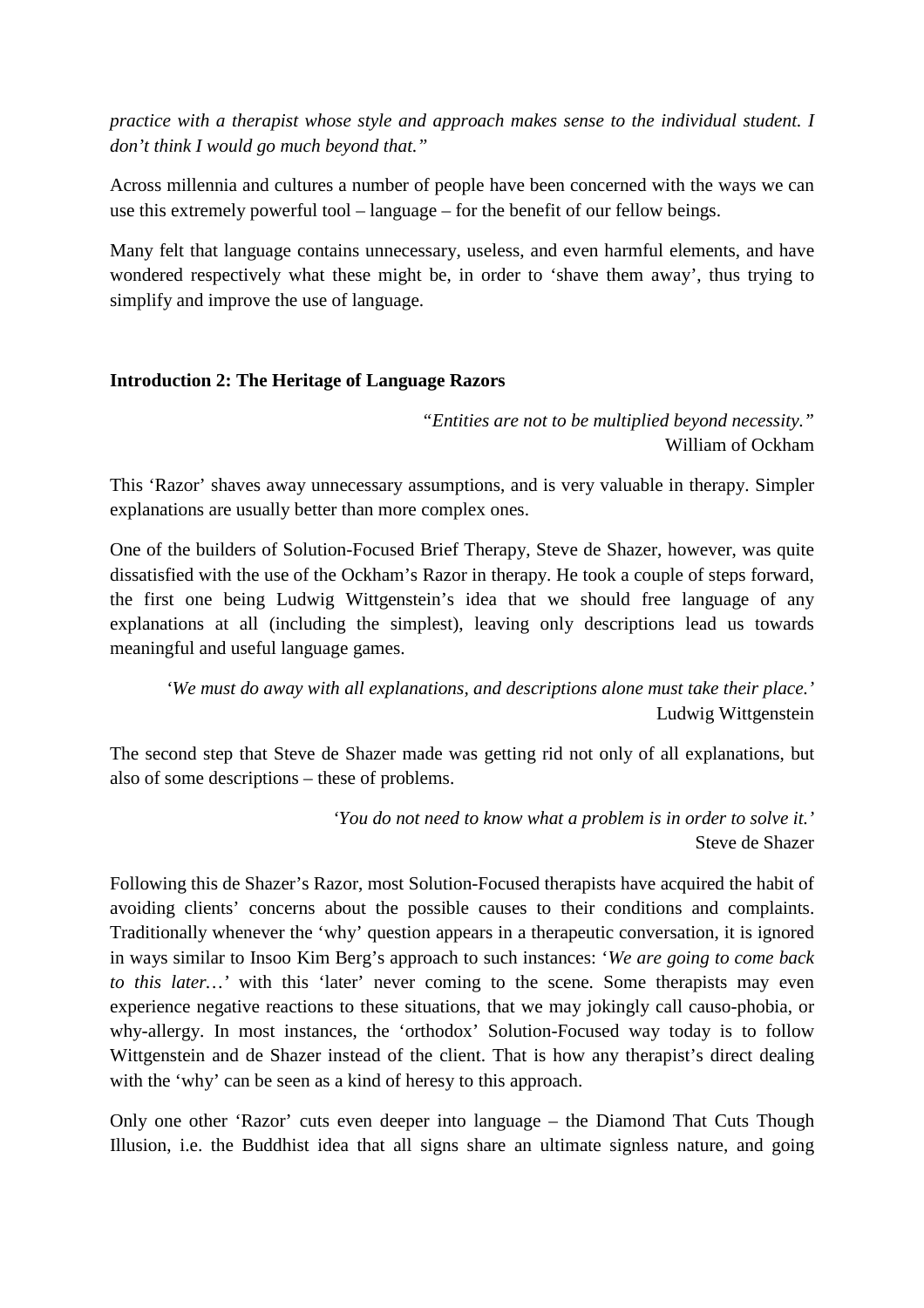*practice with a therapist whose style and approach makes sense to the individual student. I don't think I would go much beyond that."*

Across millennia and cultures a number of people have been concerned with the ways we can use this extremely powerful tool – language – for the benefit of our fellow beings.

Many felt that language contains unnecessary, useless, and even harmful elements, and have wondered respectively what these might be, in order to 'shave them away', thus trying to simplify and improve the use of language.

**Introduction 2: The Heritage of Language Razors**

> *"Entities are not to be multiplied beyond necessity."*
> William of Ockham

This 'Razor' shaves away unnecessary assumptions, and is very valuable in therapy. Simpler explanations are usually better than more complex ones.

One of the builders of Solution-Focused Brief Therapy, Steve de Shazer, however, was quite dissatisfied with the use of the Ockham's Razor in therapy. He took a couple of steps forward, the first one being Ludwig Wittgenstein's idea that we should free language of any explanations at all (including the simplest), leaving only descriptions lead us towards meaningful and useful language games.

> '*We must do away with all explanations, and descriptions alone must take their place.*'
> Ludwig Wittgenstein

The second step that Steve de Shazer made was getting rid not only of all explanations, but also of some descriptions – these of problems.

> *'You do not need to know what a problem is in order to solve it.'*
> Steve de Shazer

Following this de Shazer's Razor, most Solution-Focused therapists have acquired the habit of avoiding clients' concerns about the possible causes to their conditions and complaints. Traditionally whenever the 'why' question appears in a therapeutic conversation, it is ignored in ways similar to Insoo Kim Berg's approach to such instances: '*We are going to come back to this later…*' with this 'later' never coming to the scene. Some therapists may even experience negative reactions to these situations, that we may jokingly call causo-phobia, or why-allergy. In most instances, the 'orthodox' Solution-Focused way today is to follow Wittgenstein and de Shazer instead of the client. That is how any therapist's direct dealing with the 'why' can be seen as a kind of heresy to this approach.

Only one other 'Razor' cuts even deeper into language – the Diamond That Cuts Though Illusion, i.e. the Buddhist idea that all signs share an ultimate signless nature, and going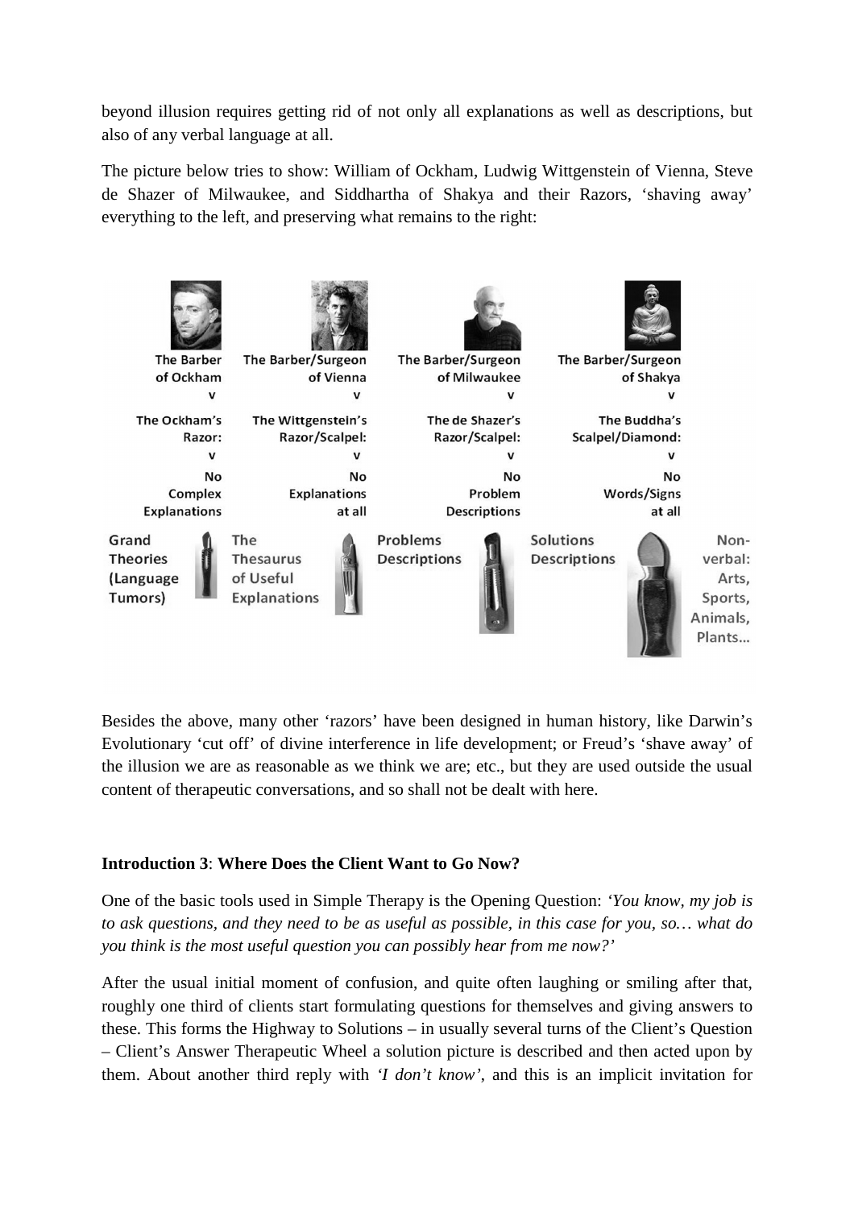beyond illusion requires getting rid of not only all explanations as well as descriptions, but also of any verbal language at all.

The picture below tries to show: William of Ockham, Ludwig Wittgenstein of Vienna, Steve de Shazer of Milwaukee, and Siddhartha of Shakya and their Razors, 'shaving away' everything to the left, and preserving what remains to the right:

| The Barber of Ockham | The Barber/Surgeon of Vienna | The Barber/Surgeon of Milwaukee | The Barber/Surgeon of Shakya | |
|---|---|---|---|---|
| v | v | v | v | |
| The Ockham's Razor: | The Wittgenstein's Razor/Scalpel: | The de Shazer's Razor/Scalpel: | The Buddha's Scalpel/Diamond: | |
| v | v | v | v | |
| No Complex Explanations | No Explanations at all | No Problem Descriptions | No Words/Signs at all | |
| Grand Theories (Language Tumors) | The Thesaurus of Useful Explanations | Problems Descriptions | Solutions Descriptions | Non-verbal: Arts, Sports, Animals, Plants... |

Besides the above, many other 'razors' have been designed in human history, like Darwin's Evolutionary 'cut off' of divine interference in life development; or Freud's 'shave away' of the illusion we are as reasonable as we think we are; etc., but they are used outside the usual content of therapeutic conversations, and so shall not be dealt with here.

### **Introduction 3**: **Where Does the Client Want to Go Now?**

One of the basic tools used in Simple Therapy is the Opening Question: *'You know, my job is to ask questions, and they need to be as useful as possible, in this case for you, so… what do you think is the most useful question you can possibly hear from me now?'*

After the usual initial moment of confusion, and quite often laughing or smiling after that, roughly one third of clients start formulating questions for themselves and giving answers to these. This forms the Highway to Solutions – in usually several turns of the Client's Question – Client's Answer Therapeutic Wheel a solution picture is described and then acted upon by them. About another third reply with *'I don't know'*, and this is an implicit invitation for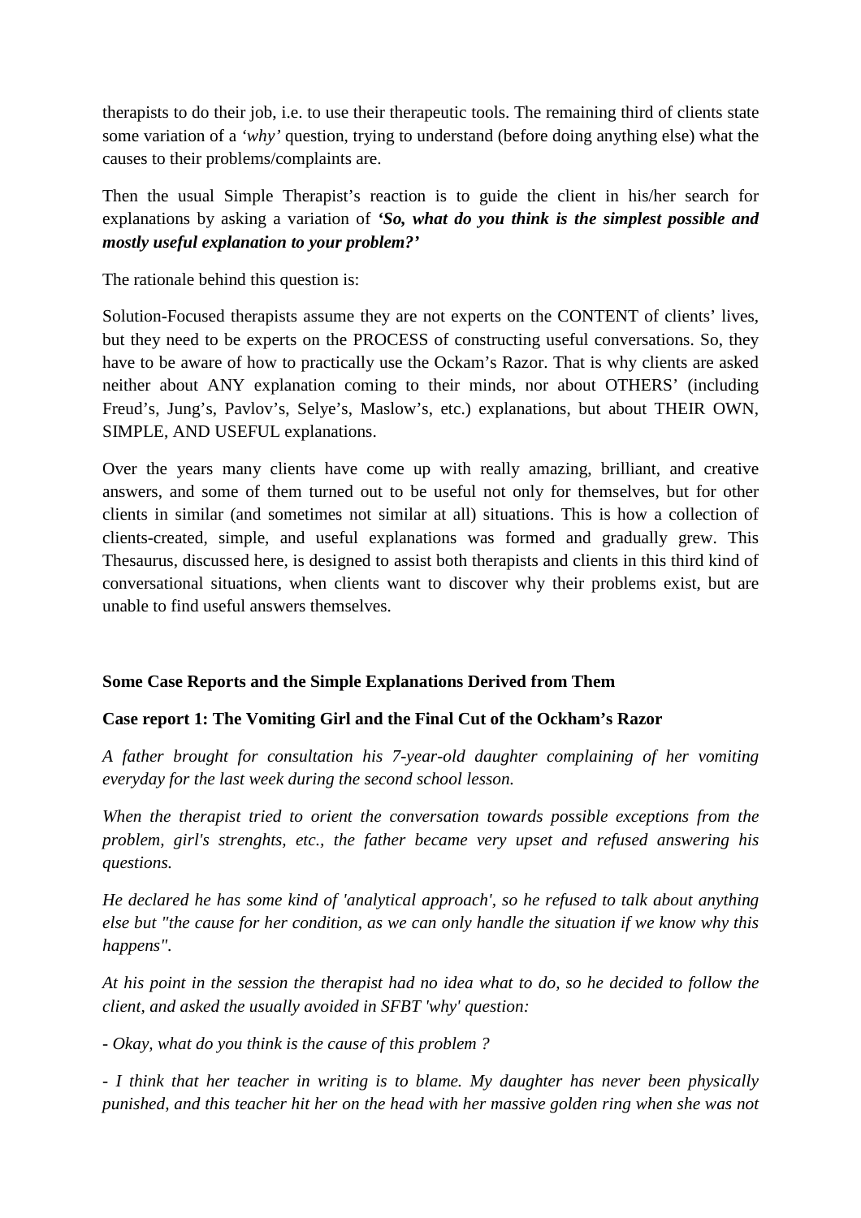therapists to do their job, i.e. to use their therapeutic tools. The remaining third of clients state some variation of a *'why'* question, trying to understand (before doing anything else) what the causes to their problems/complaints are.

Then the usual Simple Therapist's reaction is to guide the client in his/her search for explanations by asking a variation of ***'So, what do you think is the simplest possible and mostly useful explanation to your problem?'***

The rationale behind this question is:

Solution-Focused therapists assume they are not experts on the CONTENT of clients' lives, but they need to be experts on the PROCESS of constructing useful conversations. So, they have to be aware of how to practically use the Ockam's Razor. That is why clients are asked neither about ANY explanation coming to their minds, nor about OTHERS' (including Freud's, Jung's, Pavlov's, Selye's, Maslow's, etc.) explanations, but about THEIR OWN, SIMPLE, AND USEFUL explanations.

Over the years many clients have come up with really amazing, brilliant, and creative answers, and some of them turned out to be useful not only for themselves, but for other clients in similar (and sometimes not similar at all) situations. This is how a collection of clients-created, simple, and useful explanations was formed and gradually grew. This Thesaurus, discussed here, is designed to assist both therapists and clients in this third kind of conversational situations, when clients want to discover why their problems exist, but are unable to find useful answers themselves.

**Some Case Reports and the Simple Explanations Derived from Them**

**Case report 1: The Vomiting Girl and the Final Cut of the Ockham's Razor**

*A father brought for consultation his 7-year-old daughter complaining of her vomiting everyday for the last week during the second school lesson.*

*When the therapist tried to orient the conversation towards possible exceptions from the problem, girl's strenghts, etc., the father became very upset and refused answering his questions.*

*He declared he has some kind of 'analytical approach', so he refused to talk about anything else but "the cause for her condition, as we can only handle the situation if we know why this happens".*

*At his point in the session the therapist had no idea what to do, so he decided to follow the client, and asked the usually avoided in SFBT 'why' question:*

*- Okay, what do you think is the cause of this problem ?*

*- I think that her teacher in writing is to blame. My daughter has never been physically punished, and this teacher hit her on the head with her massive golden ring when she was not*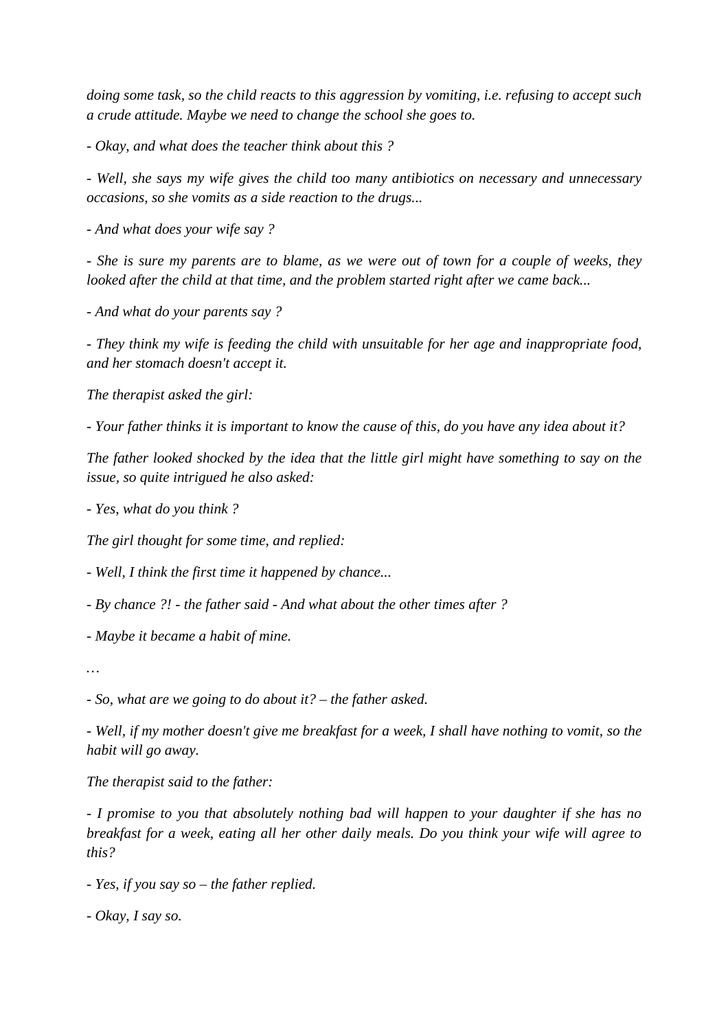*doing some task, so the child reacts to this aggression by vomiting, i.e. refusing to accept such a crude attitude. Maybe we need to change the school she goes to.*

*- Okay, and what does the teacher think about this ?*

*- Well, she says my wife gives the child too many antibiotics on necessary and unnecessary occasions, so she vomits as a side reaction to the drugs...*

*- And what does your wife say ?*

*- She is sure my parents are to blame, as we were out of town for a couple of weeks, they looked after the child at that time, and the problem started right after we came back...*

*- And what do your parents say ?*

*- They think my wife is feeding the child with unsuitable for her age and inappropriate food, and her stomach doesn't accept it.*

*The therapist asked the girl:*

*- Your father thinks it is important to know the cause of this, do you have any idea about it?*

*The father looked shocked by the idea that the little girl might have something to say on the issue, so quite intrigued he also asked:*

*- Yes, what do you think ?*

*The girl thought for some time, and replied:*

*- Well, I think the first time it happened by chance...*

*- By chance ?! - the father said - And what about the other times after ?*

*- Maybe it became a habit of mine.*

*…*

*- So, what are we going to do about it? – the father asked.*

*- Well, if my mother doesn't give me breakfast for a week, I shall have nothing to vomit, so the habit will go away.*

*The therapist said to the father:*

*- I promise to you that absolutely nothing bad will happen to your daughter if she has no breakfast for a week, eating all her other daily meals. Do you think your wife will agree to this?*

*- Yes, if you say so – the father replied.*

*- Okay, I say so.*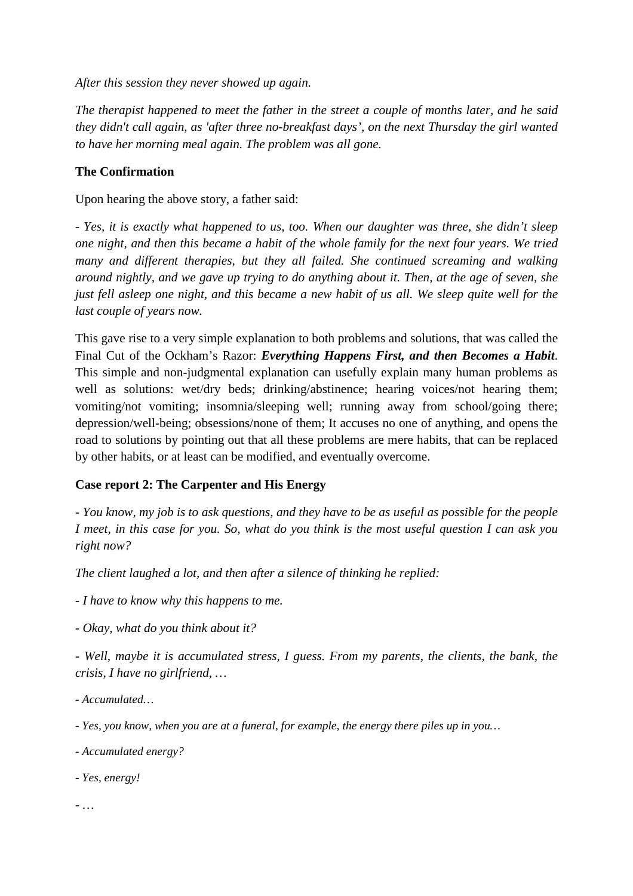*After this session they never showed up again.*

*The therapist happened to meet the father in the street a couple of months later, and he said they didn't call again, as 'after three no-breakfast days', on the next Thursday the girl wanted to have her morning meal again. The problem was all gone.*

**The Confirmation**

Upon hearing the above story, a father said:

- *Yes, it is exactly what happened to us, too. When our daughter was three, she didn't sleep one night, and then this became a habit of the whole family for the next four years. We tried many and different therapies, but they all failed. She continued screaming and walking around nightly, and we gave up trying to do anything about it. Then, at the age of seven, she just fell asleep one night, and this became a new habit of us all. We sleep quite well for the last couple of years now.*

This gave rise to a very simple explanation to both problems and solutions, that was called the Final Cut of the Ockham's Razor: ***Everything Happens First, and then Becomes a Habit***. This simple and non-judgmental explanation can usefully explain many human problems as well as solutions: wet/dry beds; drinking/abstinence; hearing voices/not hearing them; vomiting/not vomiting; insomnia/sleeping well; running away from school/going there; depression/well-being; obsessions/none of them; It accuses no one of anything, and opens the road to solutions by pointing out that all these problems are mere habits, that can be replaced by other habits, or at least can be modified, and eventually overcome.

**Case report 2: The Carpenter and His Energy**

- *You know, my job is to ask questions, and they have to be as useful as possible for the people I meet, in this case for you. So, what do you think is the most useful question I can ask you right now?*

*The client laughed a lot, and then after a silence of thinking he replied:*

- *I have to know why this happens to me.*

- *Okay, what do you think about it?*

- *Well, maybe it is accumulated stress, I guess. From my parents, the clients, the bank, the crisis, I have no girlfriend, …*

- *Accumulated…*

- *Yes, you know, when you are at a funeral, for example, the energy there piles up in you…*

- *Accumulated energy?*

- *Yes, energy!*

- *…*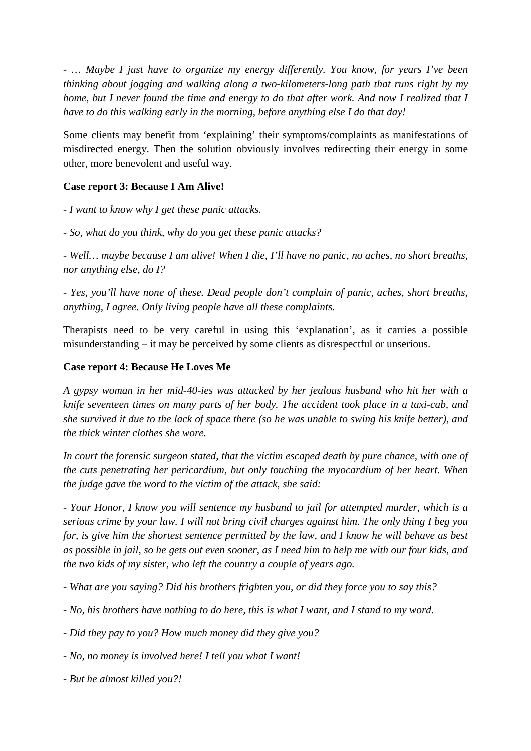*- … Maybe I just have to organize my energy differently. You know, for years I've been thinking about jogging and walking along a two-kilometers-long path that runs right by my home, but I never found the time and energy to do that after work. And now I realized that I have to do this walking early in the morning, before anything else I do that day!*

Some clients may benefit from 'explaining' their symptoms/complaints as manifestations of misdirected energy. Then the solution obviously involves redirecting their energy in some other, more benevolent and useful way.

**Case report 3: Because I Am Alive!**

*- I want to know why I get these panic attacks.*

*- So, what do you think, why do you get these panic attacks?*

*- Well… maybe because I am alive! When I die, I'll have no panic, no aches, no short breaths, nor anything else, do I?*

*- Yes, you'll have none of these. Dead people don't complain of panic, aches, short breaths, anything, I agree. Only living people have all these complaints.*

Therapists need to be very careful in using this 'explanation', as it carries a possible misunderstanding – it may be perceived by some clients as disrespectful or unserious.

**Case report 4: Because He Loves Me**

*A gypsy woman in her mid-40-ies was attacked by her jealous husband who hit her with a knife seventeen times on many parts of her body. The accident took place in a taxi-cab, and she survived it due to the lack of space there (so he was unable to swing his knife better), and the thick winter clothes she wore.*

*In court the forensic surgeon stated, that the victim escaped death by pure chance, with one of the cuts penetrating her pericardium, but only touching the myocardium of her heart. When the judge gave the word to the victim of the attack, she said:*

*- Your Honor, I know you will sentence my husband to jail for attempted murder, which is a serious crime by your law. I will not bring civil charges against him. The only thing I beg you for, is give him the shortest sentence permitted by the law, and I know he will behave as best as possible in jail, so he gets out even sooner, as I need him to help me with our four kids, and the two kids of my sister, who left the country a couple of years ago.*

*- What are you saying? Did his brothers frighten you, or did they force you to say this?*

*- No, his brothers have nothing to do here, this is what I want, and I stand to my word.*

*- Did they pay to you? How much money did they give you?*

*- No, no money is involved here! I tell you what I want!*

*- But he almost killed you?!*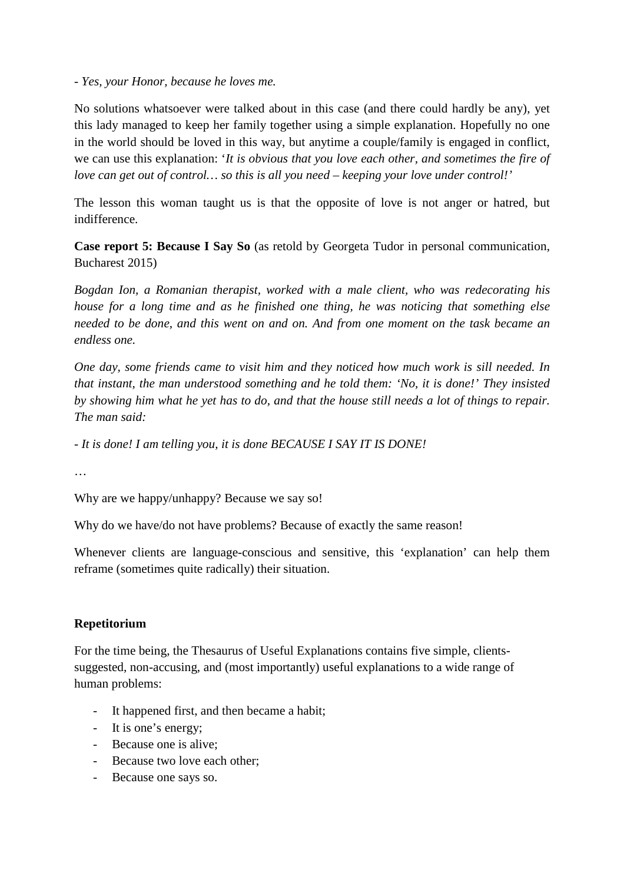- *Yes, your Honor, because he loves me.*

No solutions whatsoever were talked about in this case (and there could hardly be any), yet this lady managed to keep her family together using a simple explanation. Hopefully no one in the world should be loved in this way, but anytime a couple/family is engaged in conflict, we can use this explanation: '*It is obvious that you love each other, and sometimes the fire of love can get out of control… so this is all you need – keeping your love under control!*'

The lesson this woman taught us is that the opposite of love is not anger or hatred, but indifference.

**Case report 5: Because I Say So** (as retold by Georgeta Tudor in personal communication, Bucharest 2015)

*Bogdan Ion, a Romanian therapist, worked with a male client, who was redecorating his house for a long time and as he finished one thing, he was noticing that something else needed to be done, and this went on and on. And from one moment on the task became an endless one.*

*One day, some friends came to visit him and they noticed how much work is sill needed. In that instant, the man understood something and he told them: 'No, it is done!' They insisted by showing him what he yet has to do, and that the house still needs a lot of things to repair. The man said:*

- *It is done! I am telling you, it is done BECAUSE I SAY IT IS DONE!*

…

Why are we happy/unhappy? Because we say so!

Why do we have/do not have problems? Because of exactly the same reason!

Whenever clients are language-conscious and sensitive, this 'explanation' can help them reframe (sometimes quite radically) their situation.

**Repetitorium**

For the time being, the Thesaurus of Useful Explanations contains five simple, clients-suggested, non-accusing, and (most importantly) useful explanations to a wide range of human problems:

- It happened first, and then became a habit;
- It is one's energy;
- Because one is alive;
- Because two love each other;
- Because one says so.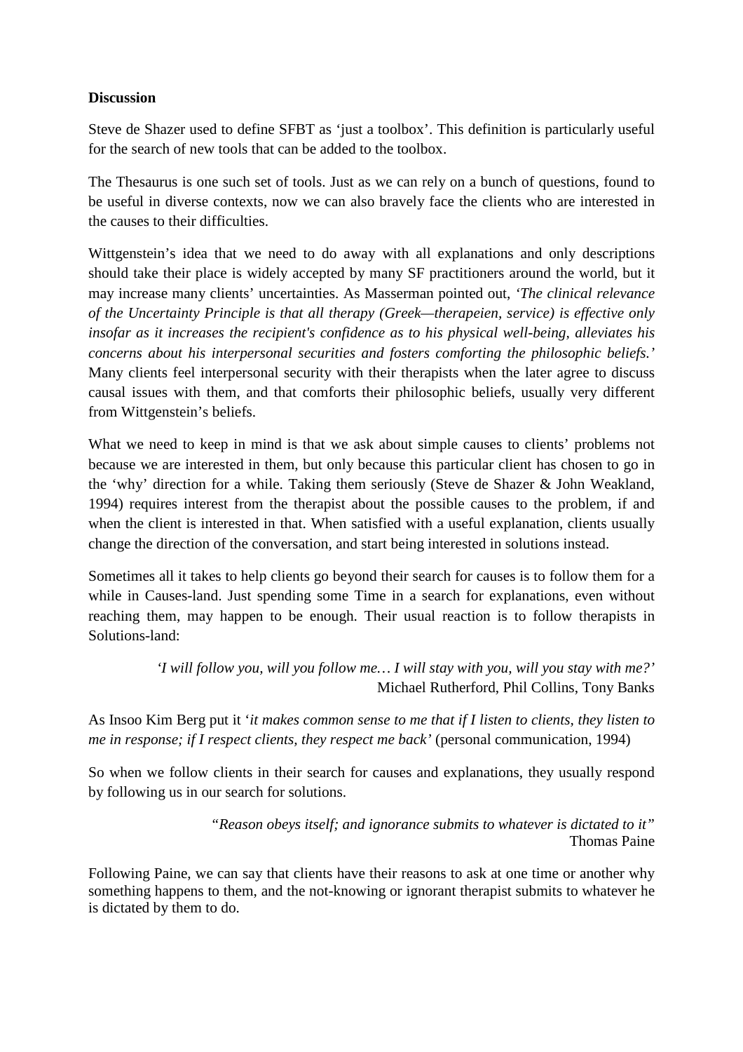**Discussion**

Steve de Shazer used to define SFBT as 'just a toolbox'. This definition is particularly useful for the search of new tools that can be added to the toolbox.

The Thesaurus is one such set of tools. Just as we can rely on a bunch of questions, found to be useful in diverse contexts, now we can also bravely face the clients who are interested in the causes to their difficulties.

Wittgenstein's idea that we need to do away with all explanations and only descriptions should take their place is widely accepted by many SF practitioners around the world, but it may increase many clients' uncertainties. As Masserman pointed out, *'The clinical relevance of the Uncertainty Principle is that all therapy (Greek—therapeien, service) is effective only insofar as it increases the recipient's confidence as to his physical well-being, alleviates his concerns about his interpersonal securities and fosters comforting the philosophic beliefs.'* Many clients feel interpersonal security with their therapists when the later agree to discuss causal issues with them, and that comforts their philosophic beliefs, usually very different from Wittgenstein's beliefs.

What we need to keep in mind is that we ask about simple causes to clients' problems not because we are interested in them, but only because this particular client has chosen to go in the 'why' direction for a while. Taking them seriously (Steve de Shazer & John Weakland, 1994) requires interest from the therapist about the possible causes to the problem, if and when the client is interested in that. When satisfied with a useful explanation, clients usually change the direction of the conversation, and start being interested in solutions instead.

Sometimes all it takes to help clients go beyond their search for causes is to follow them for a while in Causes-land. Just spending some Time in a search for explanations, even without reaching them, may happen to be enough. Their usual reaction is to follow therapists in Solutions-land:

> *'I will follow you, will you follow me… I will stay with you, will you stay with me?'*
> Michael Rutherford, Phil Collins, Tony Banks

As Insoo Kim Berg put it '*it makes common sense to me that if I listen to clients, they listen to me in response; if I respect clients, they respect me back'* (personal communication, 1994)

So when we follow clients in their search for causes and explanations, they usually respond by following us in our search for solutions.

> *"Reason obeys itself; and ignorance submits to whatever is dictated to it"*
> Thomas Paine

Following Paine, we can say that clients have their reasons to ask at one time or another why something happens to them, and the not-knowing or ignorant therapist submits to whatever he is dictated by them to do.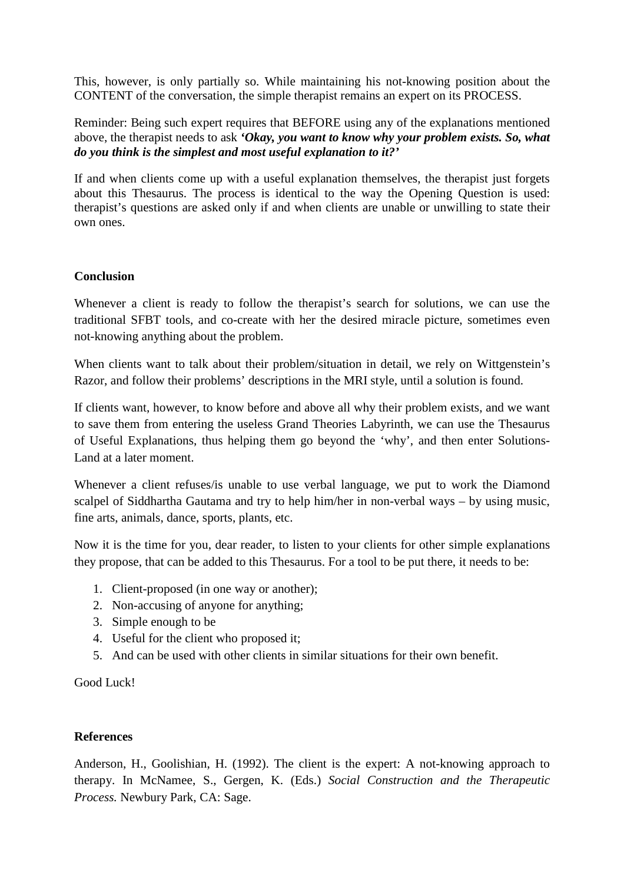This, however, is only partially so. While maintaining his not-knowing position about the CONTENT of the conversation, the simple therapist remains an expert on its PROCESS.

Reminder: Being such expert requires that BEFORE using any of the explanations mentioned above, the therapist needs to ask ***'Okay, you want to know why your problem exists. So, what do you think is the simplest and most useful explanation to it?'***

If and when clients come up with a useful explanation themselves, the therapist just forgets about this Thesaurus. The process is identical to the way the Opening Question is used: therapist's questions are asked only if and when clients are unable or unwilling to state their own ones.

**Conclusion**

Whenever a client is ready to follow the therapist's search for solutions, we can use the traditional SFBT tools, and co-create with her the desired miracle picture, sometimes even not-knowing anything about the problem.

When clients want to talk about their problem/situation in detail, we rely on Wittgenstein's Razor, and follow their problems' descriptions in the MRI style, until a solution is found.

If clients want, however, to know before and above all why their problem exists, and we want to save them from entering the useless Grand Theories Labyrinth, we can use the Thesaurus of Useful Explanations, thus helping them go beyond the 'why', and then enter Solutions-Land at a later moment.

Whenever a client refuses/is unable to use verbal language, we put to work the Diamond scalpel of Siddhartha Gautama and try to help him/her in non-verbal ways – by using music, fine arts, animals, dance, sports, plants, etc.

Now it is the time for you, dear reader, to listen to your clients for other simple explanations they propose, that can be added to this Thesaurus. For a tool to be put there, it needs to be:

1. Client-proposed (in one way or another);
2. Non-accusing of anyone for anything;
3. Simple enough to be
4. Useful for the client who proposed it;
5. And can be used with other clients in similar situations for their own benefit.

Good Luck!

**References**

Anderson, H., Goolishian, H. (1992). The client is the expert: A not-knowing approach to therapy. In McNamee, S., Gergen, K. (Eds.) *Social Construction and the Therapeutic Process.* Newbury Park, CA: Sage.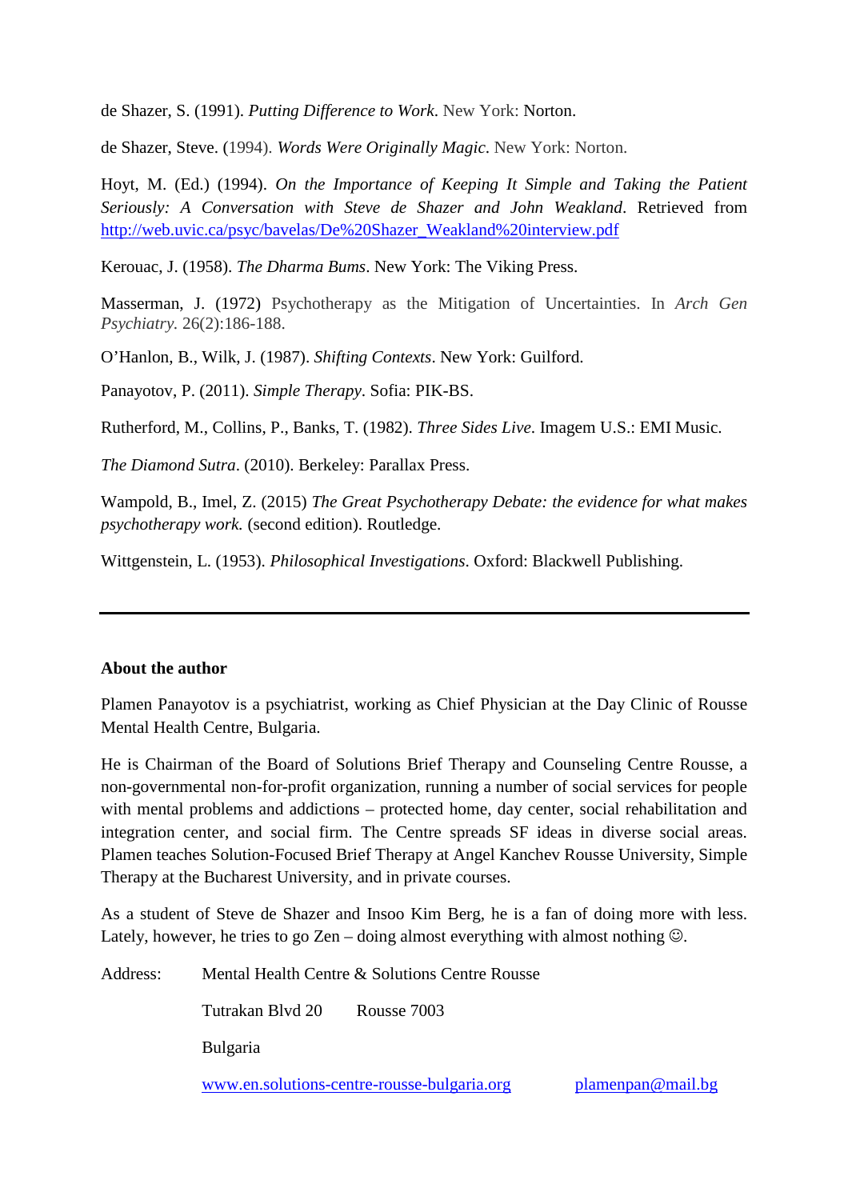de Shazer, S. (1991). *Putting Difference to Work*. New York: Norton.

de Shazer, Steve. (1994). *Words Were Originally Magic*. New York: Norton.

Hoyt, M. (Ed.) (1994). *On the Importance of Keeping It Simple and Taking the Patient Seriously: A Conversation with Steve de Shazer and John Weakland*. Retrieved from http://web.uvic.ca/psyc/bavelas/De%20Shazer_Weakland%20interview.pdf

Kerouac, J. (1958). *The Dharma Bums*. New York: The Viking Press.

Masserman, J. (1972) Psychotherapy as the Mitigation of Uncertainties. In *Arch Gen Psychiatry.* 26(2):186-188.

O'Hanlon, B., Wilk, J. (1987). *Shifting Contexts*. New York: Guilford.

Panayotov, P. (2011). *Simple Therapy*. Sofia: PIK-BS.

Rutherford, M., Collins, P., Banks, T. (1982). *Three Sides Live*. Imagem U.S.: EMI Music.

*The Diamond Sutra*. (2010). Berkeley: Parallax Press.

Wampold, B., Imel, Z. (2015) *The Great Psychotherapy Debate: the evidence for what makes psychotherapy work.* (second edition). Routledge.

Wittgenstein, L. (1953). *Philosophical Investigations*. Oxford: Blackwell Publishing.

---

**About the author**

Plamen Panayotov is a psychiatrist, working as Chief Physician at the Day Clinic of Rousse Mental Health Centre, Bulgaria.

He is Chairman of the Board of Solutions Brief Therapy and Counseling Centre Rousse, a non-governmental non-for-profit organization, running a number of social services for people with mental problems and addictions – protected home, day center, social rehabilitation and integration center, and social firm. The Centre spreads SF ideas in diverse social areas. Plamen teaches Solution-Focused Brief Therapy at Angel Kanchev Rousse University, Simple Therapy at the Bucharest University, and in private courses.

As a student of Steve de Shazer and Insoo Kim Berg, he is a fan of doing more with less. Lately, however, he tries to go Zen – doing almost everything with almost nothing ☺.

Address: Mental Health Centre & Solutions Centre Rousse

Tutrakan Blvd 20 Rousse 7003

Bulgaria

www.en.solutions-centre-rousse-bulgaria.org plamenpan@mail.bg